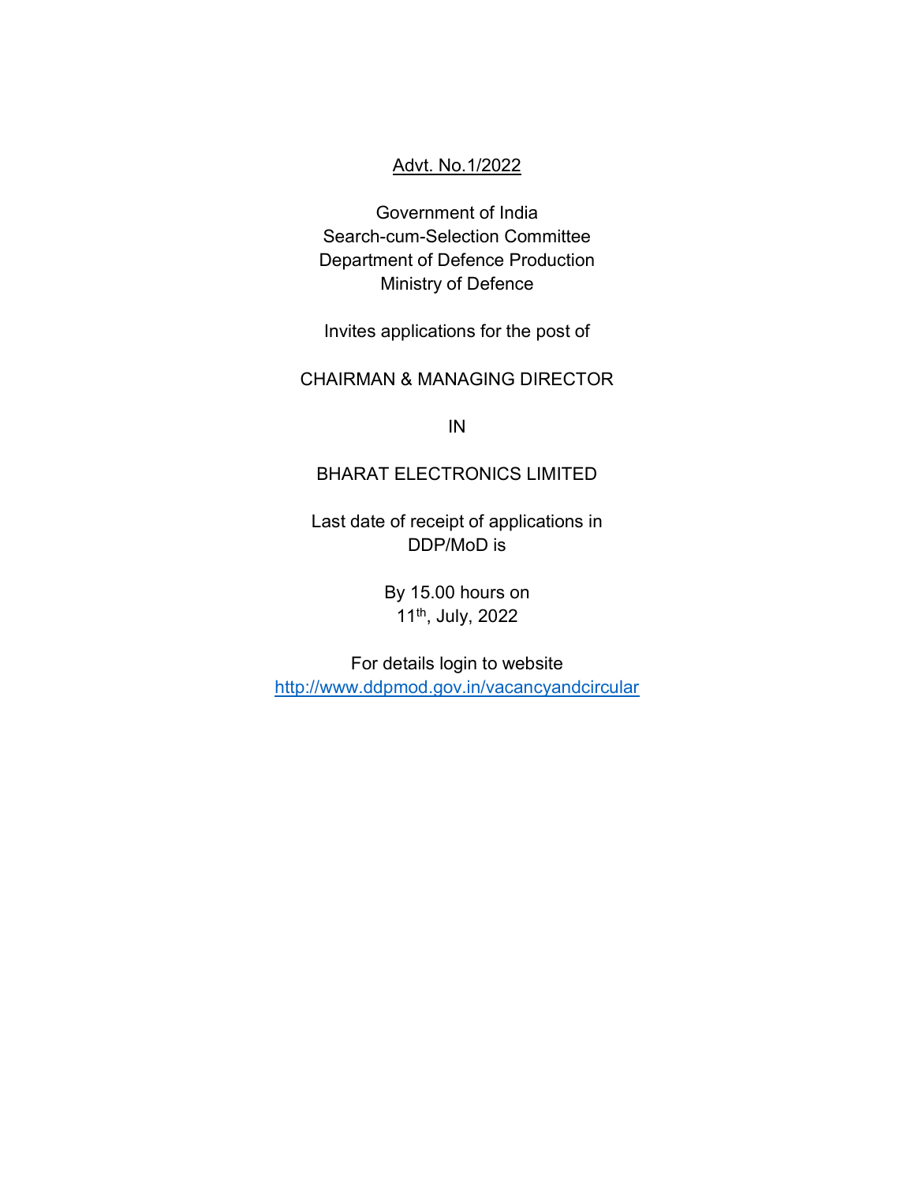<u>Advt. No.1/2022</u>

Government of India
Search-cum-Selection Committee
Department of Defence Production
Ministry of Defence

Invites applications for the post of

CHAIRMAN & MANAGING DIRECTOR

IN

BHARAT ELECTRONICS LIMITED

Last date of receipt of applications in DDP/MoD is

By 15.00 hours on
11th, July, 2022

For details login to website
http://www.ddpmod.gov.in/vacancyandcircular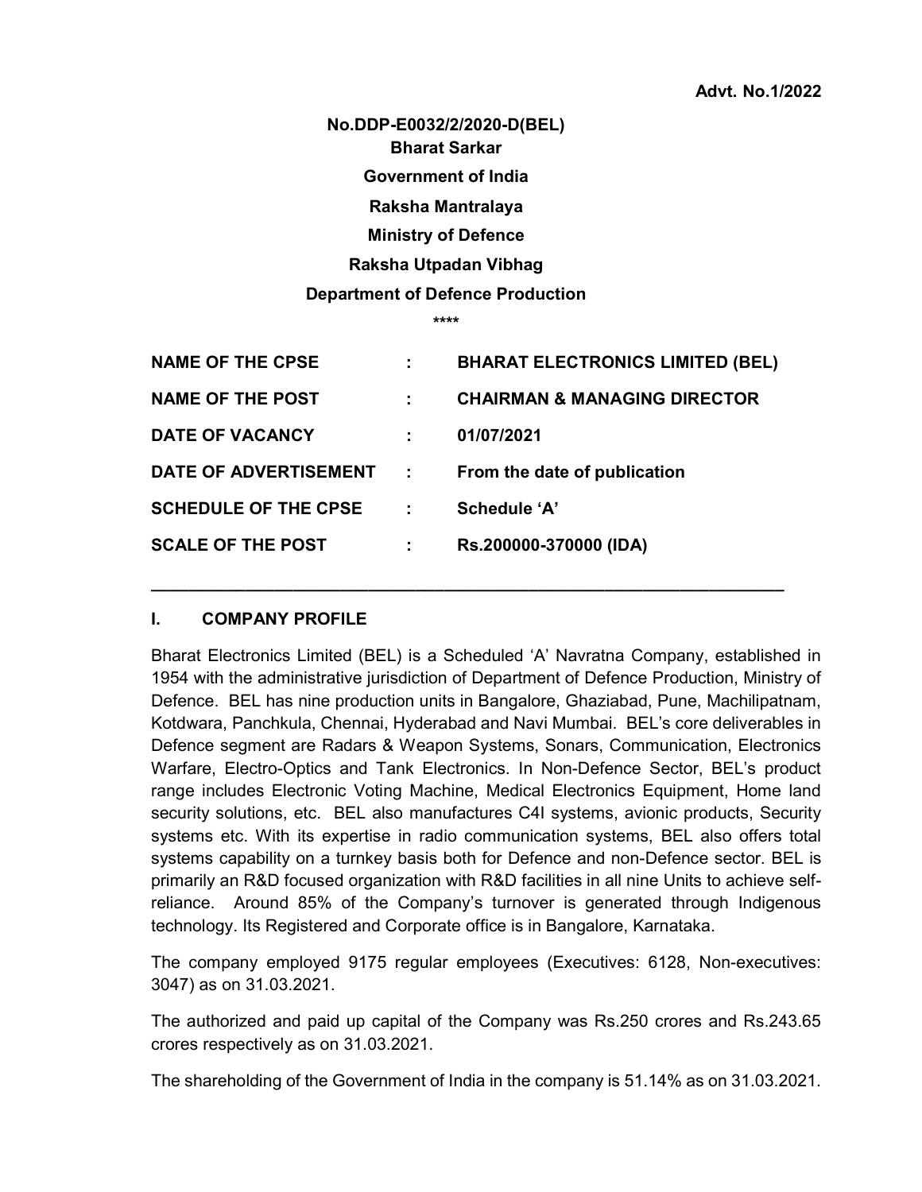**Advt. No.1/2022**

**No.DDP-E0032/2/2020-D(BEL)**
**Bharat Sarkar**
**Government of India**
**Raksha Mantralaya**
**Ministry of Defence**
**Raksha Utpadan Vibhag**
**Department of Defence Production**

\*\*\*\*

| | | |
|---|---|---|
| **NAME OF THE CPSE** | **:** | **BHARAT ELECTRONICS LIMITED (BEL)** |
| **NAME OF THE POST** | **:** | **CHAIRMAN & MANAGING DIRECTOR** |
| **DATE OF VACANCY** | **:** | **01/07/2021** |
| **DATE OF ADVERTISEMENT** | **:** | **From the date of publication** |
| **SCHEDULE OF THE CPSE** | **:** | **Schedule 'A'** |
| **SCALE OF THE POST** | **:** | **Rs.200000-370000 (IDA)** |

---

## I. COMPANY PROFILE

Bharat Electronics Limited (BEL) is a Scheduled 'A' Navratna Company, established in 1954 with the administrative jurisdiction of Department of Defence Production, Ministry of Defence. BEL has nine production units in Bangalore, Ghaziabad, Pune, Machilipatnam, Kotdwara, Panchkula, Chennai, Hyderabad and Navi Mumbai. BEL's core deliverables in Defence segment are Radars & Weapon Systems, Sonars, Communication, Electronics Warfare, Electro-Optics and Tank Electronics. In Non-Defence Sector, BEL's product range includes Electronic Voting Machine, Medical Electronics Equipment, Home land security solutions, etc. BEL also manufactures C4I systems, avionic products, Security systems etc. With its expertise in radio communication systems, BEL also offers total systems capability on a turnkey basis both for Defence and non-Defence sector. BEL is primarily an R&D focused organization with R&D facilities in all nine Units to achieve self-reliance. Around 85% of the Company's turnover is generated through Indigenous technology. Its Registered and Corporate office is in Bangalore, Karnataka.

The company employed 9175 regular employees (Executives: 6128, Non-executives: 3047) as on 31.03.2021.

The authorized and paid up capital of the Company was Rs.250 crores and Rs.243.65 crores respectively as on 31.03.2021.

The shareholding of the Government of India in the company is 51.14% as on 31.03.2021.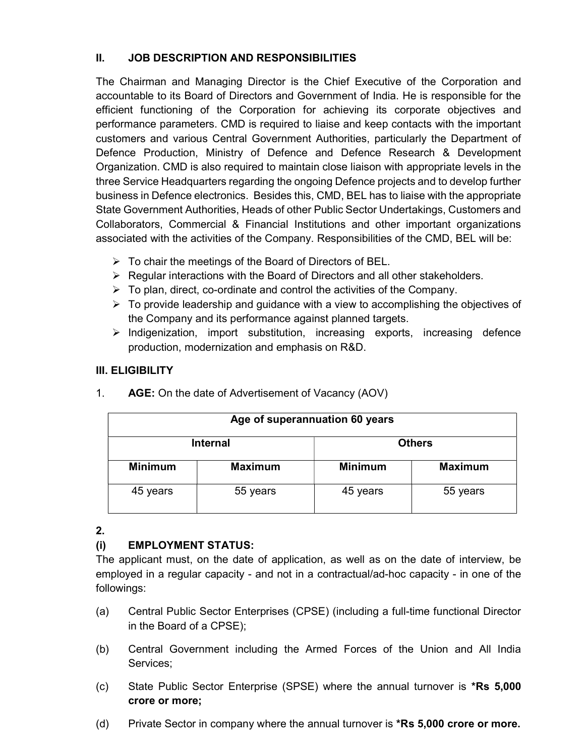## II. JOB DESCRIPTION AND RESPONSIBILITIES

The Chairman and Managing Director is the Chief Executive of the Corporation and accountable to its Board of Directors and Government of India. He is responsible for the efficient functioning of the Corporation for achieving its corporate objectives and performance parameters. CMD is required to liaise and keep contacts with the important customers and various Central Government Authorities, particularly the Department of Defence Production, Ministry of Defence and Defence Research & Development Organization. CMD is also required to maintain close liaison with appropriate levels in the three Service Headquarters regarding the ongoing Defence projects and to develop further business in Defence electronics. Besides this, CMD, BEL has to liaise with the appropriate State Government Authorities, Heads of other Public Sector Undertakings, Customers and Collaborators, Commercial & Financial Institutions and other important organizations associated with the activities of the Company. Responsibilities of the CMD, BEL will be:

- To chair the meetings of the Board of Directors of BEL.
- Regular interactions with the Board of Directors and all other stakeholders.
- To plan, direct, co-ordinate and control the activities of the Company.
- To provide leadership and guidance with a view to accomplishing the objectives of the Company and its performance against planned targets.
- Indigenization, import substitution, increasing exports, increasing defence production, modernization and emphasis on R&D.

## III. ELIGIBILITY

1. **AGE:** On the date of Advertisement of Vacancy (AOV)

| Age of superannuation 60 years | | | |
|---|---|---|---|
| **Internal** | | **Others** | |
| **Minimum** | **Maximum** | **Minimum** | **Maximum** |
| 45 years | 55 years | 45 years | 55 years |

**2.**

**(i) EMPLOYMENT STATUS:**

The applicant must, on the date of application, as well as on the date of interview, be employed in a regular capacity - and not in a contractual/ad-hoc capacity - in one of the followings:

(a) Central Public Sector Enterprises (CPSE) (including a full-time functional Director in the Board of a CPSE);

(b) Central Government including the Armed Forces of the Union and All India Services;

(c) State Public Sector Enterprise (SPSE) where the annual turnover is ***Rs 5,000 crore or more;**

(d) Private Sector in company where the annual turnover is ***Rs 5,000 crore or more.**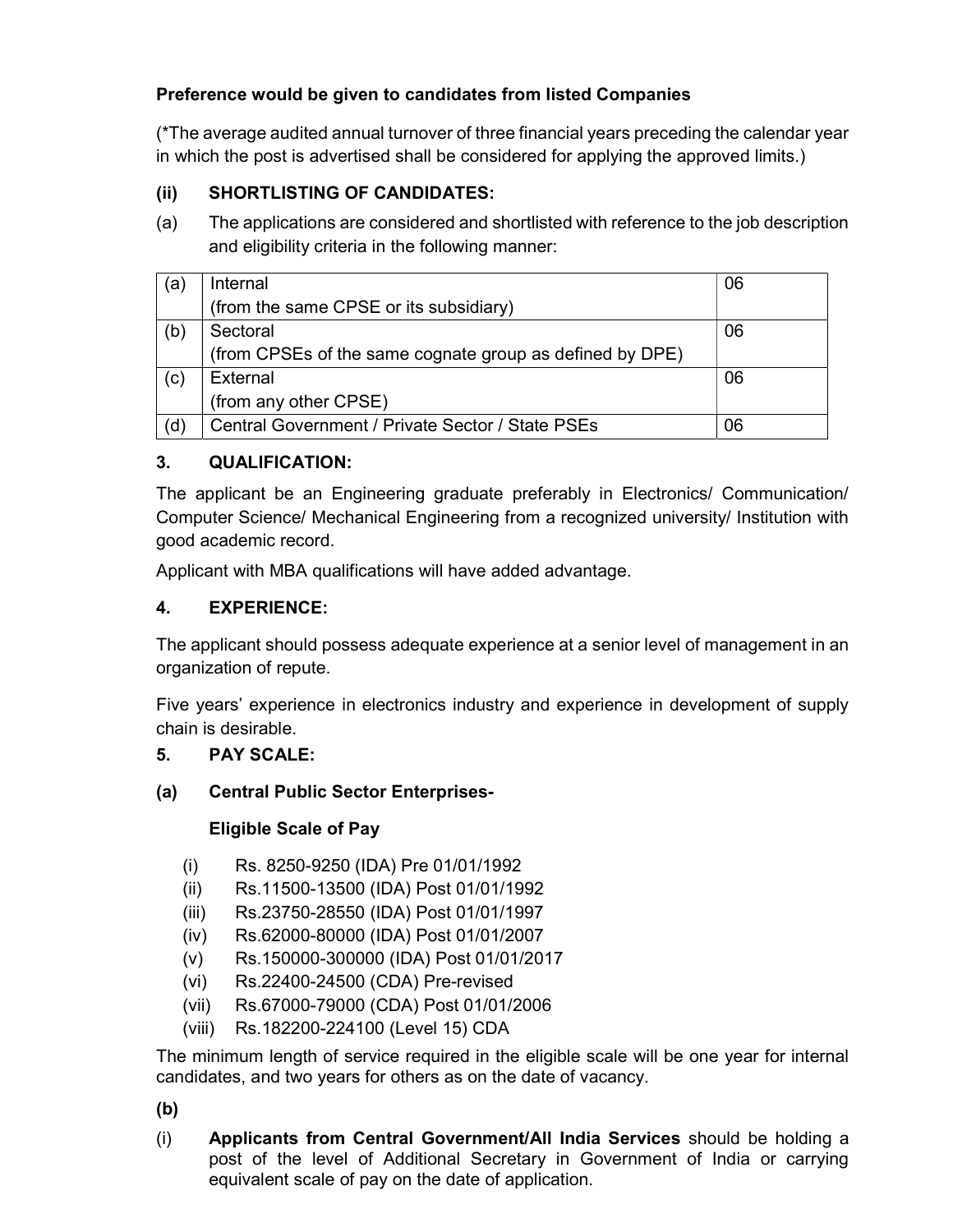**Preference would be given to candidates from listed Companies**

(*The average audited annual turnover of three financial years preceding the calendar year in which the post is advertised shall be considered for applying the approved limits.)

**(ii) SHORTLISTING OF CANDIDATES:**

(a) The applications are considered and shortlisted with reference to the job description and eligibility criteria in the following manner:

| | | |
|---|---|---|
| (a) | Internal<br>(from the same CPSE or its subsidiary) | 06 |
| (b) | Sectoral<br>(from CPSEs of the same cognate group as defined by DPE) | 06 |
| (c) | External<br>(from any other CPSE) | 06 |
| (d) | Central Government / Private Sector / State PSEs | 06 |

**3. QUALIFICATION:**

The applicant be an Engineering graduate preferably in Electronics/ Communication/ Computer Science/ Mechanical Engineering from a recognized university/ Institution with good academic record.

Applicant with MBA qualifications will have added advantage.

**4. EXPERIENCE:**

The applicant should possess adequate experience at a senior level of management in an organization of repute.

Five years' experience in electronics industry and experience in development of supply chain is desirable.

**5. PAY SCALE:**

**(a) Central Public Sector Enterprises-**

**Eligible Scale of Pay**

(i) Rs. 8250-9250 (IDA) Pre 01/01/1992
(ii) Rs.11500-13500 (IDA) Post 01/01/1992
(iii) Rs.23750-28550 (IDA) Post 01/01/1997
(iv) Rs.62000-80000 (IDA) Post 01/01/2007
(v) Rs.150000-300000 (IDA) Post 01/01/2017
(vi) Rs.22400-24500 (CDA) Pre-revised
(vii) Rs.67000-79000 (CDA) Post 01/01/2006
(viii) Rs.182200-224100 (Level 15) CDA

The minimum length of service required in the eligible scale will be one year for internal candidates, and two years for others as on the date of vacancy.

**(b)**

(i) **Applicants from Central Government/All India Services** should be holding a post of the level of Additional Secretary in Government of India or carrying equivalent scale of pay on the date of application.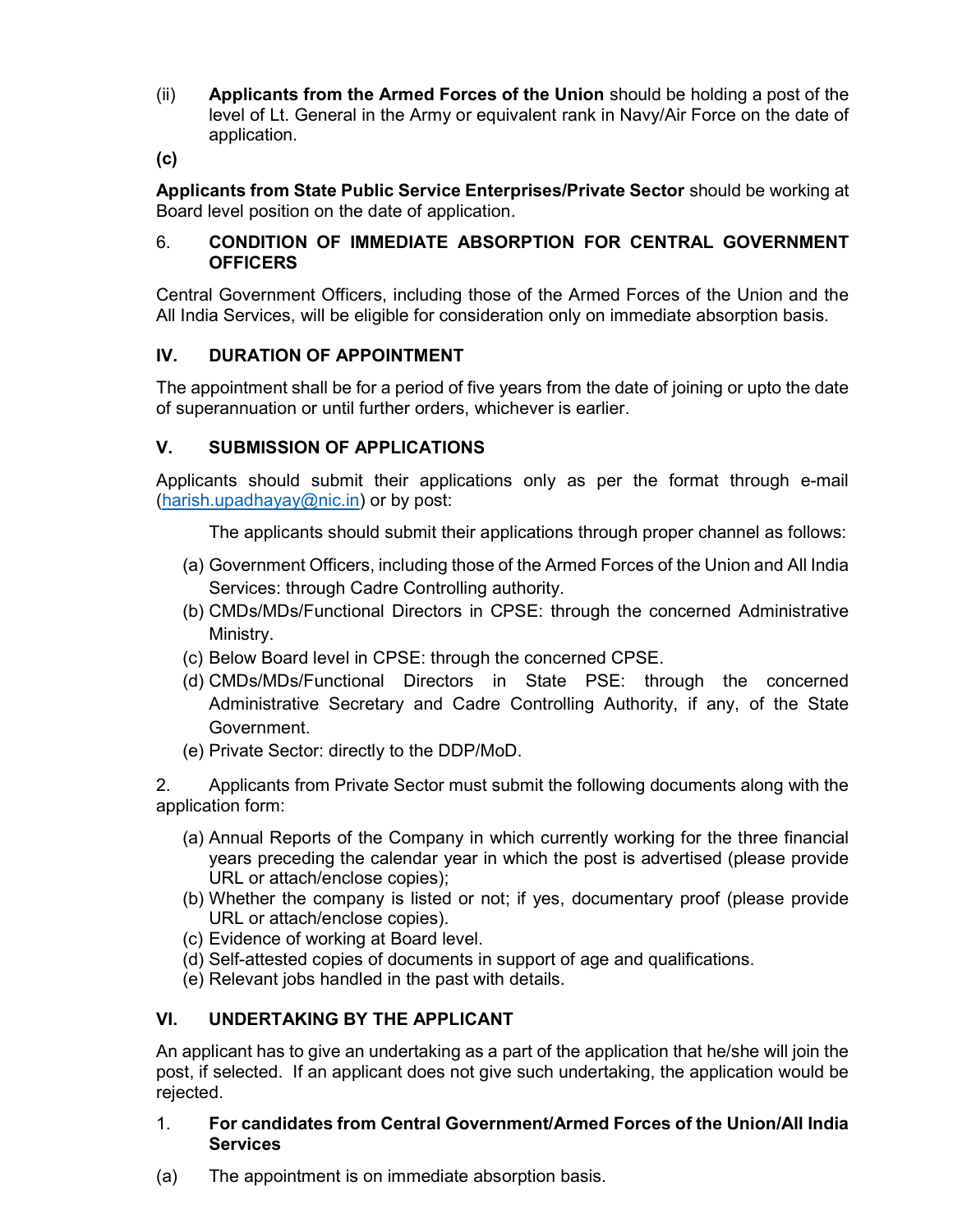(ii) **Applicants from the Armed Forces of the Union** should be holding a post of the level of Lt. General in the Army or equivalent rank in Navy/Air Force on the date of application.

**(c)**

**Applicants from State Public Service Enterprises/Private Sector** should be working at Board level position on the date of application.

6. **CONDITION OF IMMEDIATE ABSORPTION FOR CENTRAL GOVERNMENT OFFICERS**

Central Government Officers, including those of the Armed Forces of the Union and the All India Services, will be eligible for consideration only on immediate absorption basis.

## IV. DURATION OF APPOINTMENT

The appointment shall be for a period of five years from the date of joining or upto the date of superannuation or until further orders, whichever is earlier.

## V. SUBMISSION OF APPLICATIONS

Applicants should submit their applications only as per the format through e-mail (harish.upadhayay@nic.in) or by post:

The applicants should submit their applications through proper channel as follows:

(a) Government Officers, including those of the Armed Forces of the Union and All India Services: through Cadre Controlling authority.
(b) CMDs/MDs/Functional Directors in CPSE: through the concerned Administrative Ministry.
(c) Below Board level in CPSE: through the concerned CPSE.
(d) CMDs/MDs/Functional Directors in State PSE: through the concerned Administrative Secretary and Cadre Controlling Authority, if any, of the State Government.
(e) Private Sector: directly to the DDP/MoD.

2. Applicants from Private Sector must submit the following documents along with the application form:

(a) Annual Reports of the Company in which currently working for the three financial years preceding the calendar year in which the post is advertised (please provide URL or attach/enclose copies);
(b) Whether the company is listed or not; if yes, documentary proof (please provide URL or attach/enclose copies).
(c) Evidence of working at Board level.
(d) Self-attested copies of documents in support of age and qualifications.
(e) Relevant jobs handled in the past with details.

## VI. UNDERTAKING BY THE APPLICANT

An applicant has to give an undertaking as a part of the application that he/she will join the post, if selected. If an applicant does not give such undertaking, the application would be rejected.

1. **For candidates from Central Government/Armed Forces of the Union/All India Services**

(a) The appointment is on immediate absorption basis.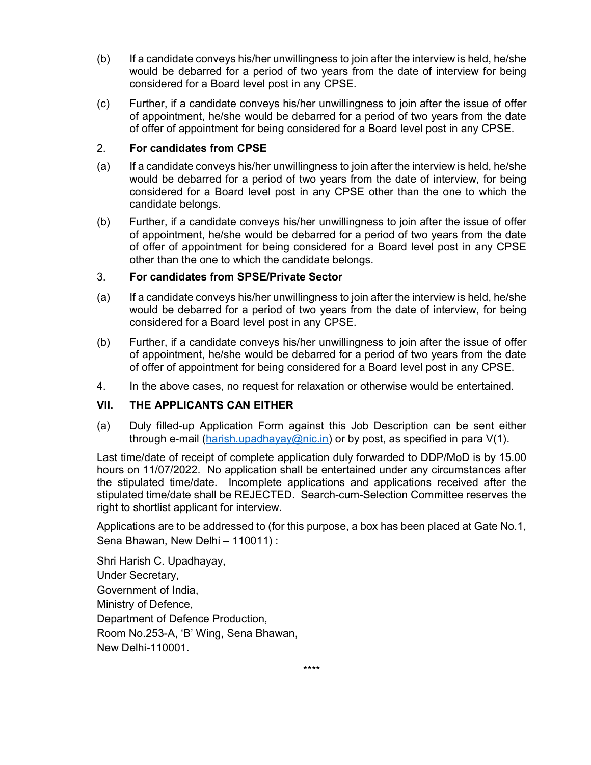(b) If a candidate conveys his/her unwillingness to join after the interview is held, he/she would be debarred for a period of two years from the date of interview for being considered for a Board level post in any CPSE.

(c) Further, if a candidate conveys his/her unwillingness to join after the issue of offer of appointment, he/she would be debarred for a period of two years from the date of offer of appointment for being considered for a Board level post in any CPSE.

2. **For candidates from CPSE**

(a) If a candidate conveys his/her unwillingness to join after the interview is held, he/she would be debarred for a period of two years from the date of interview, for being considered for a Board level post in any CPSE other than the one to which the candidate belongs.

(b) Further, if a candidate conveys his/her unwillingness to join after the issue of offer of appointment, he/she would be debarred for a period of two years from the date of offer of appointment for being considered for a Board level post in any CPSE other than the one to which the candidate belongs.

3. **For candidates from SPSE/Private Sector**

(a) If a candidate conveys his/her unwillingness to join after the interview is held, he/she would be debarred for a period of two years from the date of interview, for being considered for a Board level post in any CPSE.

(b) Further, if a candidate conveys his/her unwillingness to join after the issue of offer of appointment, he/she would be debarred for a period of two years from the date of offer of appointment for being considered for a Board level post in any CPSE.

4. In the above cases, no request for relaxation or otherwise would be entertained.

## VII. THE APPLICANTS CAN EITHER

(a) Duly filled-up Application Form against this Job Description can be sent either through e-mail (harish.upadhayay@nic.in) or by post, as specified in para V(1).

Last time/date of receipt of complete application duly forwarded to DDP/MoD is by 15.00 hours on 11/07/2022. No application shall be entertained under any circumstances after the stipulated time/date. Incomplete applications and applications received after the stipulated time/date shall be REJECTED. Search-cum-Selection Committee reserves the right to shortlist applicant for interview.

Applications are to be addressed to (for this purpose, a box has been placed at Gate No.1, Sena Bhawan, New Delhi – 110011) :

Shri Harish C. Upadhayay,
Under Secretary,
Government of India,
Ministry of Defence,
Department of Defence Production,
Room No.253-A, 'B' Wing, Sena Bhawan,
New Delhi-110001.

****